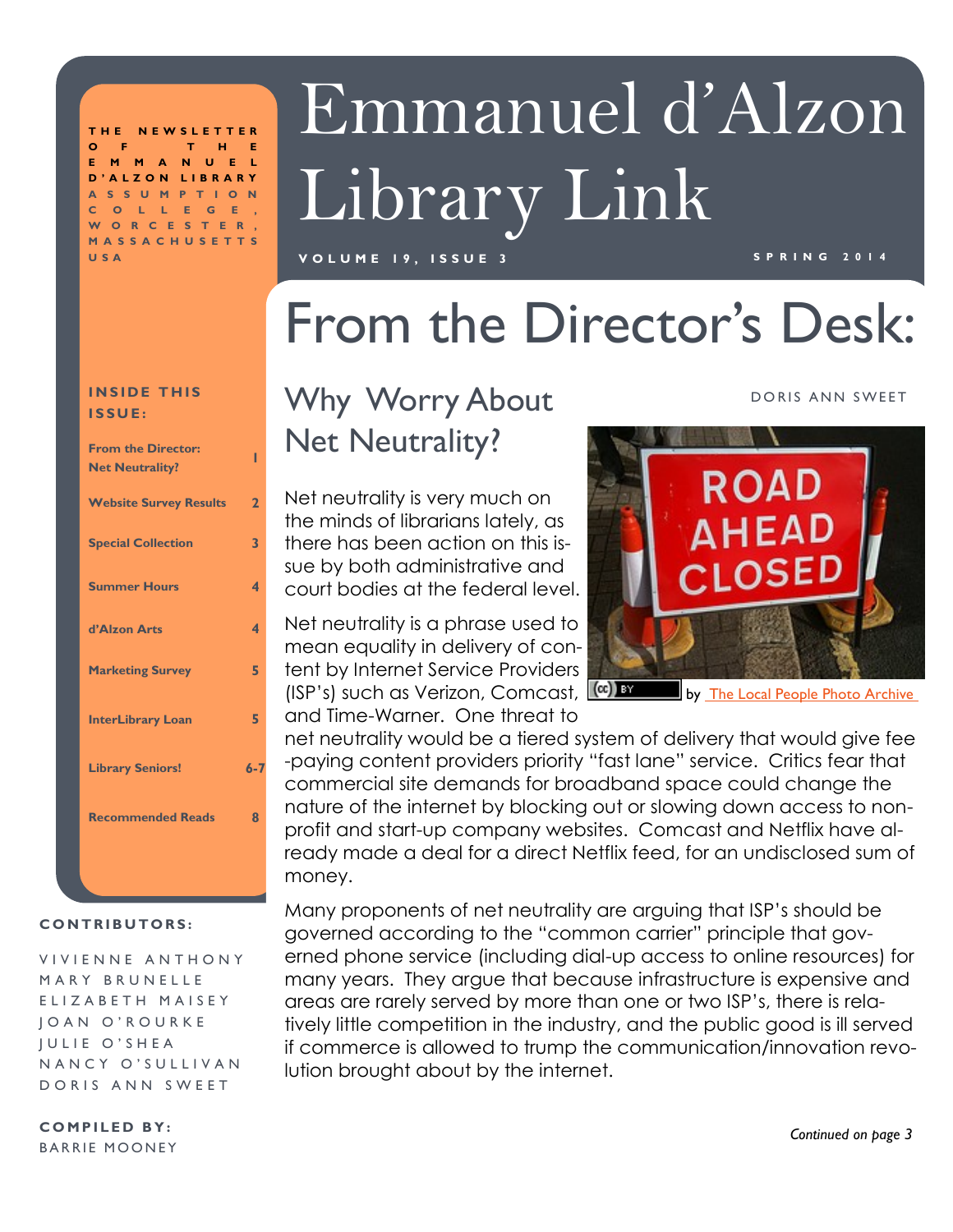THE NEWSLETTER OF THE EMMANUEL D'ALZON LIBRARY
ASSUMPTION COLLEGE, WORCESTER, MASSACHUSETTS USA

# Emmanuel d'Alzon Library Link

VOLUME 19, ISSUE 3 — SPRING 2014

**INSIDE THIS ISSUE:**

| | |
|---|---|
| From the Director: Net Neutrality? | 1 |
| Website Survey Results | 2 |
| Special Collection | 3 |
| Summer Hours | 4 |
| d'Alzon Arts | 4 |
| Marketing Survey | 5 |
| InterLibrary Loan | 5 |
| Library Seniors! | 6-7 |
| Recommended Reads | 8 |

**CONTRIBUTORS:**

VIVIENNE ANTHONY
MARY BRUNELLE
ELIZABETH MAISEY
JOAN O'ROURKE
JULIE O'SHEA
NANCY O'SULLIVAN
DORIS ANN SWEET

**COMPILED BY:**
BARRIE MOONEY

# From the Director's Desk:

## Why Worry About Net Neutrality?

DORIS ANN SWEET

Net neutrality is very much on the minds of librarians lately, as there has been action on this issue by both administrative and court bodies at the federal level.

Net neutrality is a phrase used to mean equality in delivery of content by Internet Service Providers (ISP's) such as Verizon, Comcast, and Time-Warner. One threat to net neutrality would be a tiered system of delivery that would give fee-paying content providers priority "fast lane" service. Critics fear that commercial site demands for broadband space could change the nature of the internet by blocking out or slowing down access to non-profit and start-up company websites. Comcast and Netflix have already made a deal for a direct Netflix feed, for an undisclosed sum of money.

by The Local People Photo Archive

Many proponents of net neutrality are arguing that ISP's should be governed according to the "common carrier" principle that governed phone service (including dial-up access to online resources) for many years. They argue that because infrastructure is expensive and areas are rarely served by more than one or two ISP's, there is relatively little competition in the industry, and the public good is ill served if commerce is allowed to trump the communication/innovation revolution brought about by the internet.

*Continued on page 3*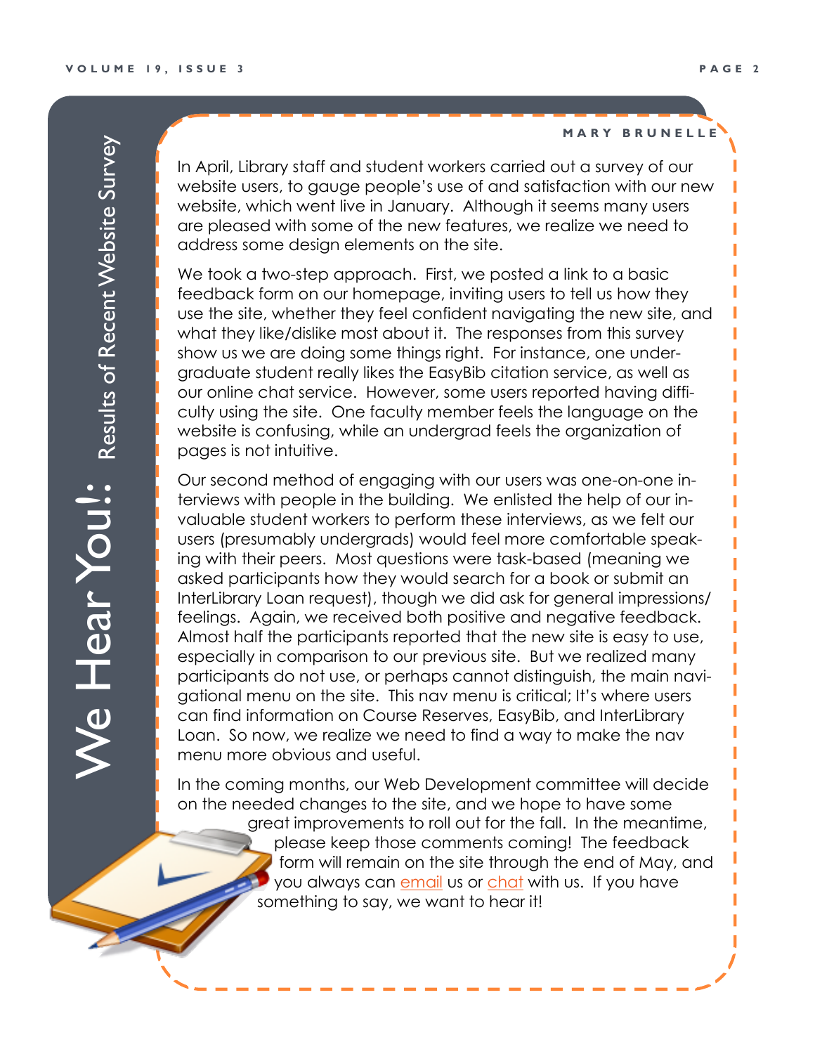# We Hear You!: Results of Recent Website Survey

**MARY BRUNELLE**

In April, Library staff and student workers carried out a survey of our website users, to gauge people's use of and satisfaction with our new website, which went live in January. Although it seems many users are pleased with some of the new features, we realize we need to address some design elements on the site.

We took a two-step approach. First, we posted a link to a basic feedback form on our homepage, inviting users to tell us how they use the site, whether they feel confident navigating the new site, and what they like/dislike most about it. The responses from this survey show us we are doing some things right. For instance, one undergraduate student really likes the EasyBib citation service, as well as our online chat service. However, some users reported having difficulty using the site. One faculty member feels the language on the website is confusing, while an undergrad feels the organization of pages is not intuitive.

Our second method of engaging with our users was one-on-one interviews with people in the building. We enlisted the help of our invaluable student workers to perform these interviews, as we felt our users (presumably undergrads) would feel more comfortable speaking with their peers. Most questions were task-based (meaning we asked participants how they would search for a book or submit an InterLibrary Loan request), though we did ask for general impressions/feelings. Again, we received both positive and negative feedback. Almost half the participants reported that the new site is easy to use, especially in comparison to our previous site. But we realized many participants do not use, or perhaps cannot distinguish, the main navigational menu on the site. This nav menu is critical; It's where users can find information on Course Reserves, EasyBib, and InterLibrary Loan. So now, we realize we need to find a way to make the nav menu more obvious and useful.

In the coming months, our Web Development committee will decide on the needed changes to the site, and we hope to have some great improvements to roll out for the fall. In the meantime, please keep those comments coming! The feedback form will remain on the site through the end of May, and you always can email us or chat with us. If you have something to say, we want to hear it!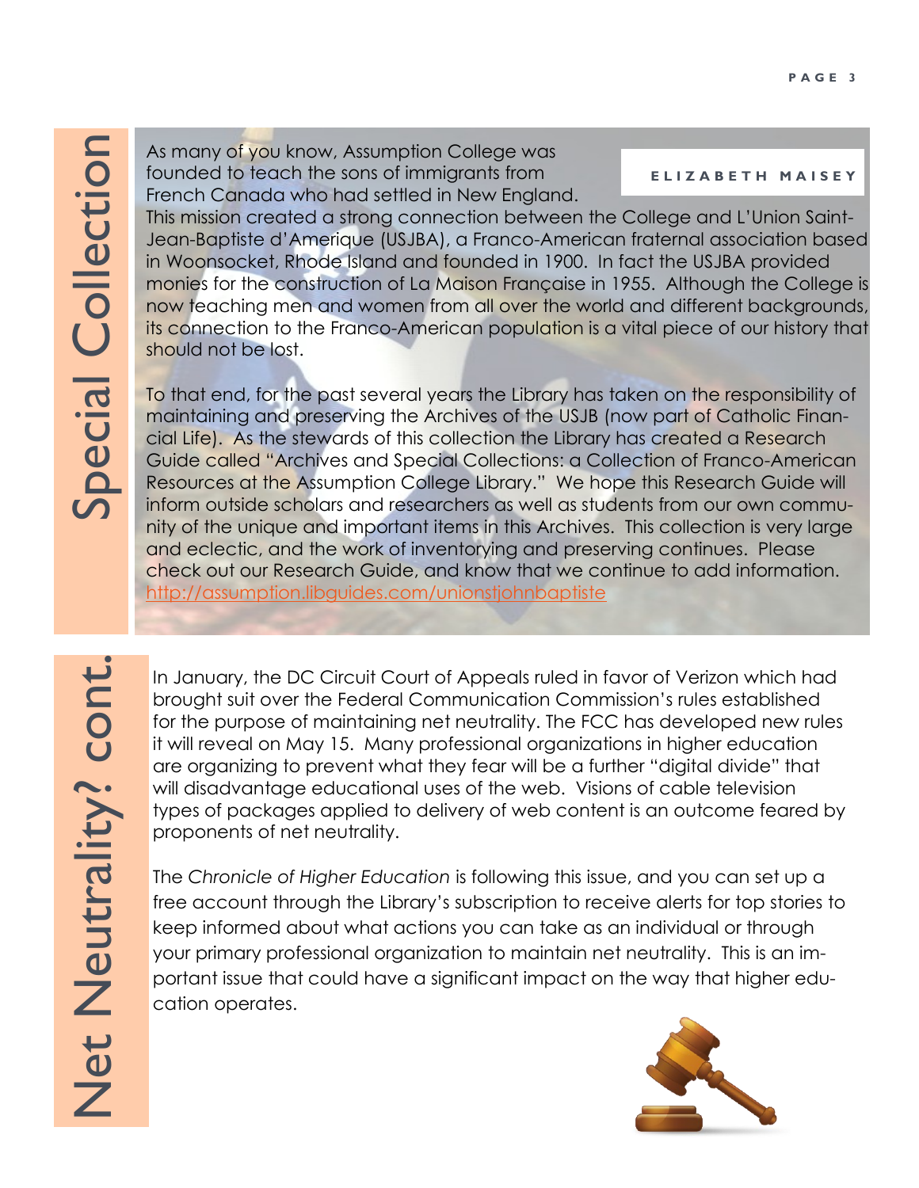## Special Collection

**ELIZABETH MAISEY**

As many of you know, Assumption College was founded to teach the sons of immigrants from French Canada who had settled in New England. This mission created a strong connection between the College and L'Union Saint-Jean-Baptiste d'Amerique (USJBA), a Franco-American fraternal association based in Woonsocket, Rhode Island and founded in 1900. In fact the USJBA provided monies for the construction of La Maison Française in 1955. Although the College is now teaching men and women from all over the world and different backgrounds, its connection to the Franco-American population is a vital piece of our history that should not be lost.

To that end, for the past several years the Library has taken on the responsibility of maintaining and preserving the Archives of the USJB (now part of Catholic Financial Life). As the stewards of this collection the Library has created a Research Guide called "Archives and Special Collections: a Collection of Franco-American Resources at the Assumption College Library." We hope this Research Guide will inform outside scholars and researchers as well as students from our own community of the unique and important items in this Archives. This collection is very large and eclectic, and the work of inventorying and preserving continues. Please check out our Research Guide, and know that we continue to add information. http://assumption.libguides.com/unionstjohnbaptiste

## Net Neutrality? cont.

In January, the DC Circuit Court of Appeals ruled in favor of Verizon which had brought suit over the Federal Communication Commission's rules established for the purpose of maintaining net neutrality. The FCC has developed new rules it will reveal on May 15. Many professional organizations in higher education are organizing to prevent what they fear will be a further "digital divide" that will disadvantage educational uses of the web. Visions of cable television types of packages applied to delivery of web content is an outcome feared by proponents of net neutrality.

The *Chronicle of Higher Education* is following this issue, and you can set up a free account through the Library's subscription to receive alerts for top stories to keep informed about what actions you can take as an individual or through your primary professional organization to maintain net neutrality. This is an important issue that could have a significant impact on the way that higher education operates.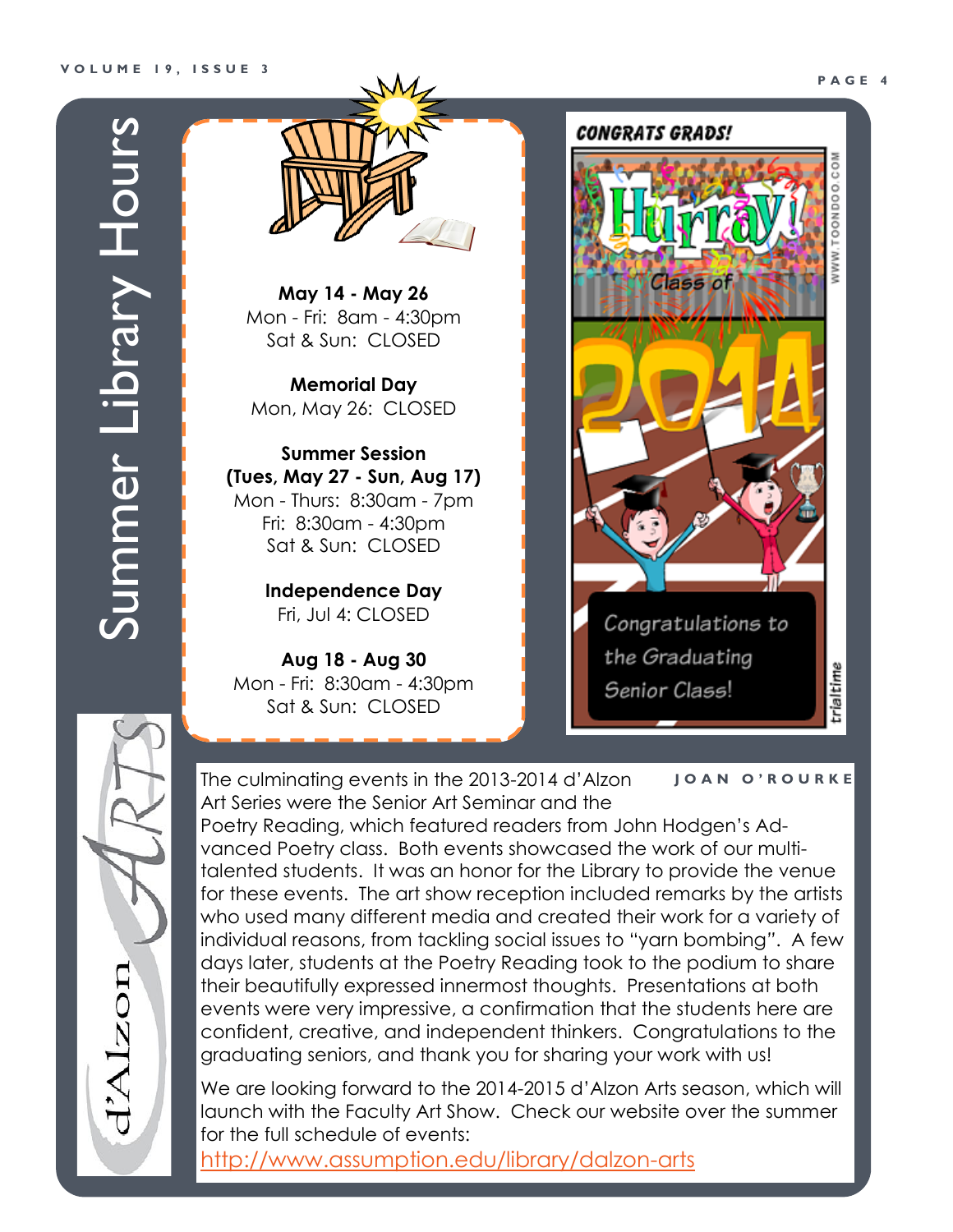# Summer Library Hours

**May 14 - May 26**
Mon - Fri: 8am - 4:30pm
Sat & Sun: CLOSED

**Memorial Day**
Mon, May 26: CLOSED

**Summer Session**
**(Tues, May 27 - Sun, Aug 17)**
Mon - Thurs: 8:30am - 7pm
Fri: 8:30am - 4:30pm
Sat & Sun: CLOSED

**Independence Day**
Fri, Jul 4: CLOSED

**Aug 18 - Aug 30**
Mon - Fri: 8:30am - 4:30pm
Sat & Sun: CLOSED

CONGRATS GRADS!

Hurray! Class of 2014

Congratulations to the Graduating Senior Class!

# d'Alzon Arts

JOAN O'ROURKE

The culminating events in the 2013-2014 d'Alzon Art Series were the Senior Art Seminar and the Poetry Reading, which featured readers from John Hodgen's Advanced Poetry class. Both events showcased the work of our multi-talented students. It was an honor for the Library to provide the venue for these events. The art show reception included remarks by the artists who used many different media and created their work for a variety of individual reasons, from tackling social issues to "yarn bombing". A few days later, students at the Poetry Reading took to the podium to share their beautifully expressed innermost thoughts. Presentations at both events were very impressive, a confirmation that the students here are confident, creative, and independent thinkers. Congratulations to the graduating seniors, and thank you for sharing your work with us!

We are looking forward to the 2014-2015 d'Alzon Arts season, which will launch with the Faculty Art Show. Check our website over the summer for the full schedule of events: http://www.assumption.edu/library/dalzon-arts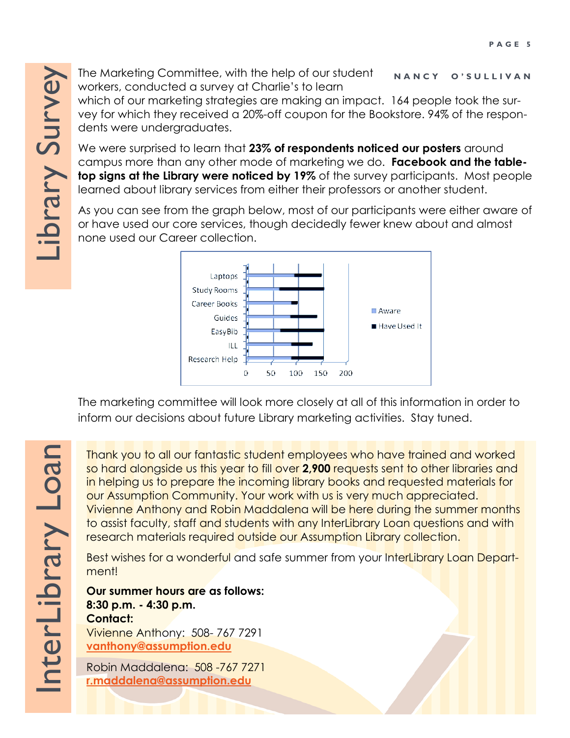# Library Survey

**NANCY O'SULLIVAN**

The Marketing Committee, with the help of our student workers, conducted a survey at Charlie's to learn which of our marketing strategies are making an impact. 164 people took the survey for which they received a 20%-off coupon for the Bookstore. 94% of the respondents were undergraduates.

We were surprised to learn that **23% of respondents noticed our posters** around campus more than any other mode of marketing we do. **Facebook and the table-top signs at the Library were noticed by 19%** of the survey participants. Most people learned about library services from either their professors or another student.

As you can see from the graph below, most of our participants were either aware of or have used our core services, though decidedly fewer knew about and almost none used our Career collection.

Laptops
Study Rooms
Career Books
Guides
EasyBib
ILL
Research Help

0 50 100 150 200

Aware
Have Used It

The marketing committee will look more closely at all of this information in order to inform our decisions about future Library marketing activities. Stay tuned.

# InterLibrary Loan

Thank you to all our fantastic student employees who have trained and worked so hard alongside us this year to fill over **2,900** requests sent to other libraries and in helping us to prepare the incoming library books and requested materials for our Assumption Community. Your work with us is very much appreciated. Vivienne Anthony and Robin Maddalena will be here during the summer months to assist faculty, staff and students with any InterLibrary Loan questions and with research materials required outside our Assumption Library collection.

Best wishes for a wonderful and safe summer from your InterLibrary Loan Department!

**Our summer hours are as follows:**
**8:30 p.m. - 4:30 p.m.**
**Contact:**
Vivienne Anthony: 508- 767 7291
vanthony@assumption.edu

Robin Maddalena: 508 -767 7271
r.maddalena@assumption.edu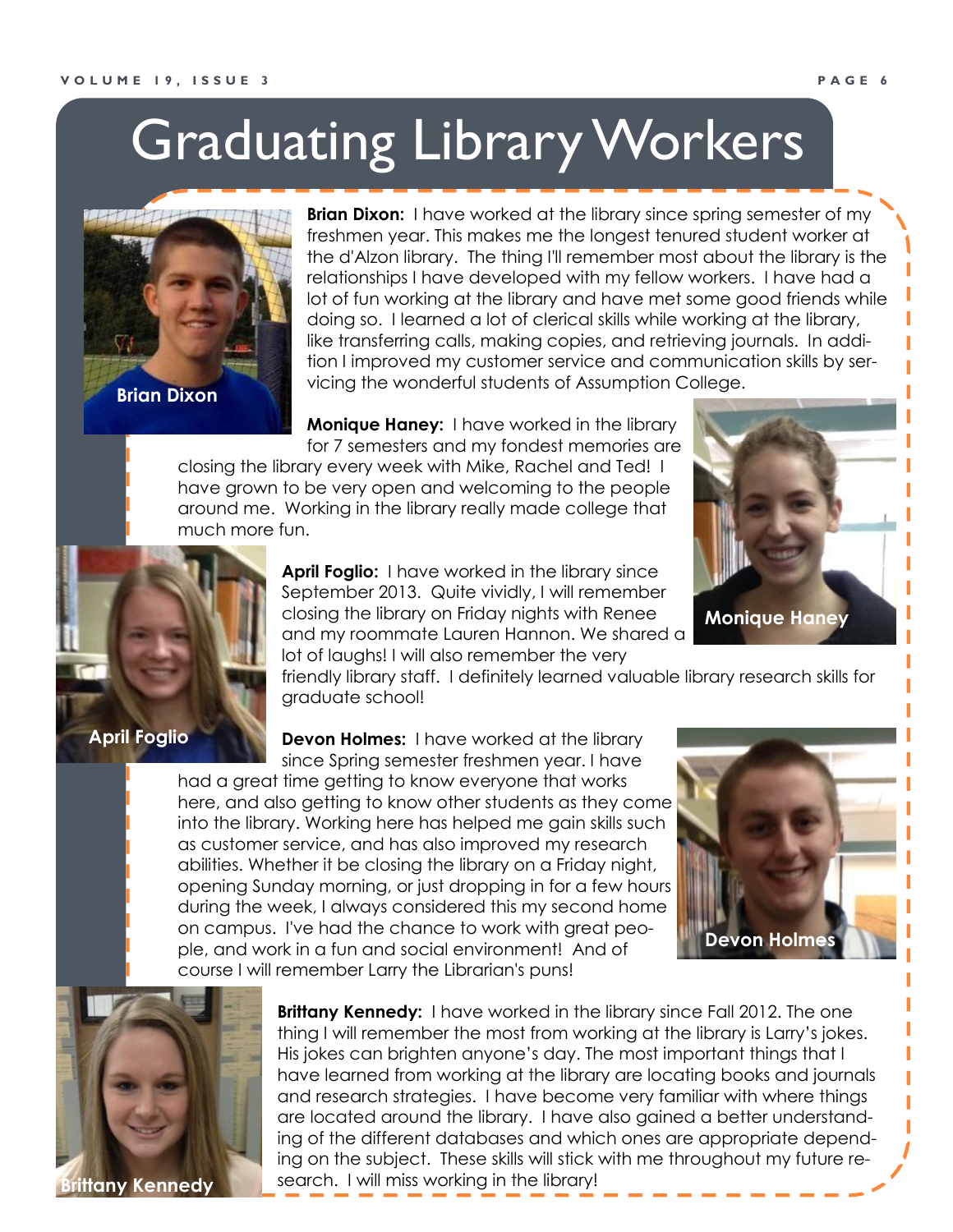# Graduating Library Workers

**Brian Dixon:** I have worked at the library since spring semester of my freshmen year. This makes me the longest tenured student worker at the d'Alzon library. The thing I'll remember most about the library is the relationships I have developed with my fellow workers. I have had a lot of fun working at the library and have met some good friends while doing so. I learned a lot of clerical skills while working at the library, like transferring calls, making copies, and retrieving journals. In addition I improved my customer service and communication skills by servicing the wonderful students of Assumption College.

Brian Dixon

**Monique Haney:** I have worked in the library for 7 semesters and my fondest memories are closing the library every week with Mike, Rachel and Ted! I have grown to be very open and welcoming to the people around me. Working in the library really made college that much more fun.

Monique Haney

**April Foglio:** I have worked in the library since September 2013. Quite vividly, I will remember closing the library on Friday nights with Renee and my roommate Lauren Hannon. We shared a lot of laughs! I will also remember the very friendly library staff. I definitely learned valuable library research skills for graduate school!

April Foglio

**Devon Holmes:** I have worked at the library since Spring semester freshmen year. I have had a great time getting to know everyone that works here, and also getting to know other students as they come into the library. Working here has helped me gain skills such as customer service, and has also improved my research abilities. Whether it be closing the library on a Friday night, opening Sunday morning, or just dropping in for a few hours during the week, I always considered this my second home on campus. I've had the chance to work with great people, and work in a fun and social environment! And of course I will remember Larry the Librarian's puns!

Devon Holmes

**Brittany Kennedy:** I have worked in the library since Fall 2012. The one thing I will remember the most from working at the library is Larry's jokes. His jokes can brighten anyone's day. The most important things that I have learned from working at the library are locating books and journals and research strategies. I have become very familiar with where things are located around the library. I have also gained a better understanding of the different databases and which ones are appropriate depending on the subject. These skills will stick with me throughout my future research. I will miss working in the library!

Brittany Kennedy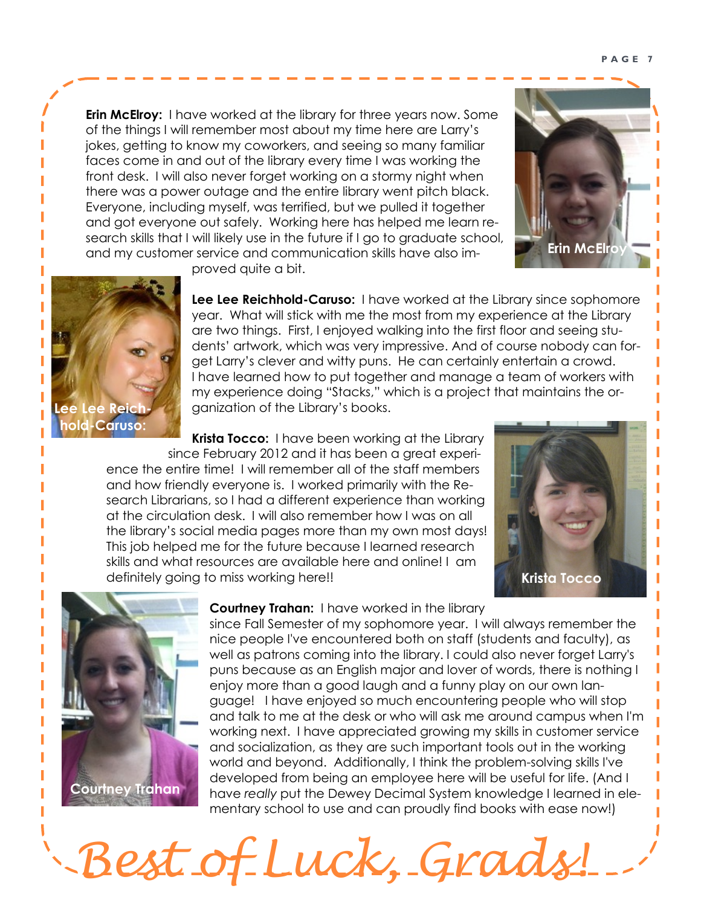**Erin McElroy:** I have worked at the library for three years now. Some of the things I will remember most about my time here are Larry's jokes, getting to know my coworkers, and seeing so many familiar faces come in and out of the library every time I was working the front desk. I will also never forget working on a stormy night when there was a power outage and the entire library went pitch black. Everyone, including myself, was terrified, but we pulled it together and got everyone out safely. Working here has helped me learn research skills that I will likely use in the future if I go to graduate school, and my customer service and communication skills have also improved quite a bit.

Erin McElroy

**Lee Lee Reichhold-Caruso:** I have worked at the Library since sophomore year. What will stick with me the most from my experience at the Library are two things. First, I enjoyed walking into the first floor and seeing students' artwork, which was very impressive. And of course nobody can forget Larry's clever and witty puns. He can certainly entertain a crowd. I have learned how to put together and manage a team of workers with my experience doing "Stacks," which is a project that maintains the organization of the Library's books.

Lee Lee Reichhold-Caruso:

**Krista Tocco:** I have been working at the Library since February 2012 and it has been a great experience the entire time! I will remember all of the staff members and how friendly everyone is. I worked primarily with the Research Librarians, so I had a different experience than working at the circulation desk. I will also remember how I was on all the library's social media pages more than my own most days! This job helped me for the future because I learned research skills and what resources are available here and online! I am definitely going to miss working here!!

Krista Tocco

**Courtney Trahan:** I have worked in the library since Fall Semester of my sophomore year. I will always remember the nice people I've encountered both on staff (students and faculty), as well as patrons coming into the library. I could also never forget Larry's puns because as an English major and lover of words, there is nothing I enjoy more than a good laugh and a funny play on our own language! I have enjoyed so much encountering people who will stop and talk to me at the desk or who will ask me around campus when I'm working next. I have appreciated growing my skills in customer service and socialization, as they are such important tools out in the working world and beyond. Additionally, I think the problem-solving skills I've developed from being an employee here will be useful for life. (And I have *really* put the Dewey Decimal System knowledge I learned in elementary school to use and can proudly find books with ease now!)

Courtney Trahan

*Best of Luck, Grads!*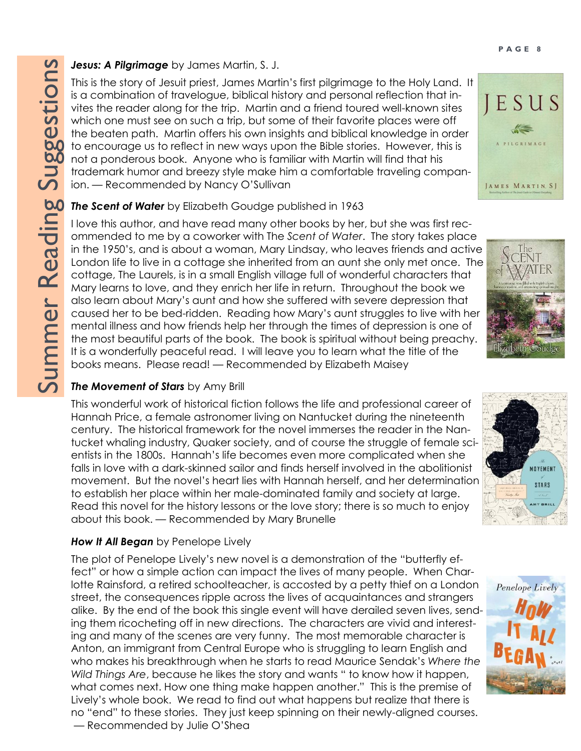## Summer Reading Suggestions

***Jesus: A Pilgrimage*** by James Martin, S. J.

This is the story of Jesuit priest, James Martin's first pilgrimage to the Holy Land. It is a combination of travelogue, biblical history and personal reflection that invites the reader along for the trip. Martin and a friend toured well-known sites which one must see on such a trip, but some of their favorite places were off the beaten path. Martin offers his own insights and biblical knowledge in order to encourage us to reflect in new ways upon the Bible stories. However, this is not a ponderous book. Anyone who is familiar with Martin will find that his trademark humor and breezy style make him a comfortable traveling companion. — Recommended by Nancy O'Sullivan

***The Scent of Water*** by Elizabeth Goudge published in 1963

I love this author, and have read many other books by her, but she was first recommended to me by a coworker with The *Scent of Water*. The story takes place in the 1950's, and is about a woman, Mary Lindsay, who leaves friends and active London life to live in a cottage she inherited from an aunt she only met once. The cottage, The Laurels, is in a small English village full of wonderful characters that Mary learns to love, and they enrich her life in return. Throughout the book we also learn about Mary's aunt and how she suffered with severe depression that caused her to be bed-ridden. Reading how Mary's aunt struggles to live with her mental illness and how friends help her through the times of depression is one of the most beautiful parts of the book. The book is spiritual without being preachy. It is a wonderfully peaceful read. I will leave you to learn what the title of the books means. Please read! — Recommended by Elizabeth Maisey

***The Movement of Stars*** by Amy Brill

This wonderful work of historical fiction follows the life and professional career of Hannah Price, a female astronomer living on Nantucket during the nineteenth century. The historical framework for the novel immerses the reader in the Nantucket whaling industry, Quaker society, and of course the struggle of female scientists in the 1800s. Hannah's life becomes even more complicated when she falls in love with a dark-skinned sailor and finds herself involved in the abolitionist movement. But the novel's heart lies with Hannah herself, and her determination to establish her place within her male-dominated family and society at large. Read this novel for the history lessons or the love story; there is so much to enjoy about this book. — Recommended by Mary Brunelle

***How It All Began*** by Penelope Lively

The plot of Penelope Lively's new novel is a demonstration of the "butterfly effect" or how a simple action can impact the lives of many people. When Charlotte Rainsford, a retired schoolteacher, is accosted by a petty thief on a London street, the consequences ripple across the lives of acquaintances and strangers alike. By the end of the book this single event will have derailed seven lives, sending them ricocheting off in new directions. The characters are vivid and interesting and many of the scenes are very funny. The most memorable character is Anton, an immigrant from Central Europe who is struggling to learn English and who makes his breakthrough when he starts to read Maurice Sendak's *Where the Wild Things Are*, because he likes the story and wants " to know how it happen, what comes next. How one thing make happen another." This is the premise of Lively's whole book. We read to find out what happens but realize that there is no "end" to these stories. They just keep spinning on their newly-aligned courses. — Recommended by Julie O'Shea